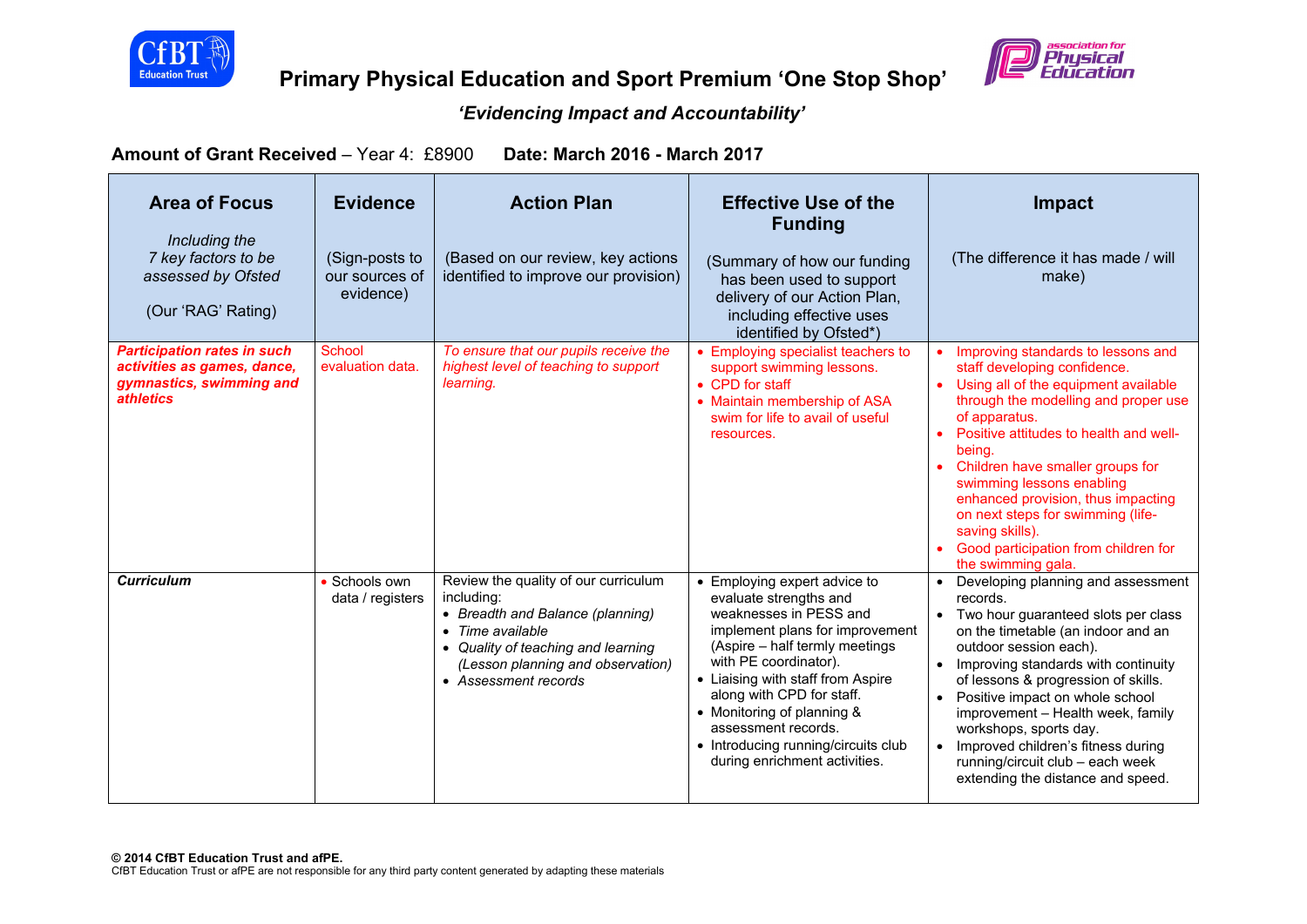# Primary Physical Education and Sport Premium 'One Stop Shop'

## *'Evidencing Impact and Accountability'*

**Amount of Grant Received** – Year 4: £8900 **Date: March 2016 - March 2017**

| **Area of Focus**<br>*Including the 7 key factors to be assessed by Ofsted*<br>(Our 'RAG' Rating) | **Evidence**<br>(Sign-posts to our sources of evidence) | **Action Plan**<br>(Based on our review, key actions identified to improve our provision) | **Effective Use of the Funding**<br>(Summary of how our funding has been used to support delivery of our Action Plan, including effective uses identified by Ofsted*) | **Impact**<br>(The difference it has made / will make) |
|---|---|---|---|---|
| ***Participation rates in such activities as games, dance, gymnastics, swimming and athletics*** | School evaluation data. | *To ensure that our pupils receive the highest level of teaching to support learning.* | • Employing specialist teachers to support swimming lessons.<br>• CPD for staff<br>• Maintain membership of ASA swim for life to avail of useful resources. | • Improving standards to lessons and staff developing confidence.<br>• Using all of the equipment available through the modelling and proper use of apparatus.<br>• Positive attitudes to health and well-being.<br>• Children have smaller groups for swimming lessons enabling enhanced provision, thus impacting on next steps for swimming (life-saving skills).<br>• Good participation from children for the swimming gala. |
| ***Curriculum*** | • Schools own data / registers | Review the quality of our curriculum including:<br>• *Breadth and Balance (planning)*<br>• *Time available*<br>• *Quality of teaching and learning (Lesson planning and observation)*<br>• *Assessment records* | • Employing expert advice to evaluate strengths and weaknesses in PESS and implement plans for improvement (Aspire – half termly meetings with PE coordinator).<br>• Liaising with staff from Aspire along with CPD for staff.<br>• Monitoring of planning & assessment records.<br>• Introducing running/circuits club during enrichment activities. | • Developing planning and assessment records.<br>• Two hour guaranteed slots per class on the timetable (an indoor and an outdoor session each).<br>• Improving standards with continuity of lessons & progression of skills.<br>• Positive impact on whole school improvement – Health week, family workshops, sports day.<br>• Improved children's fitness during running/circuit club – each week extending the distance and speed. |

**© 2014 CfBT Education Trust and afPE.**
CfBT Education Trust or afPE are not responsible for any third party content generated by adapting these materials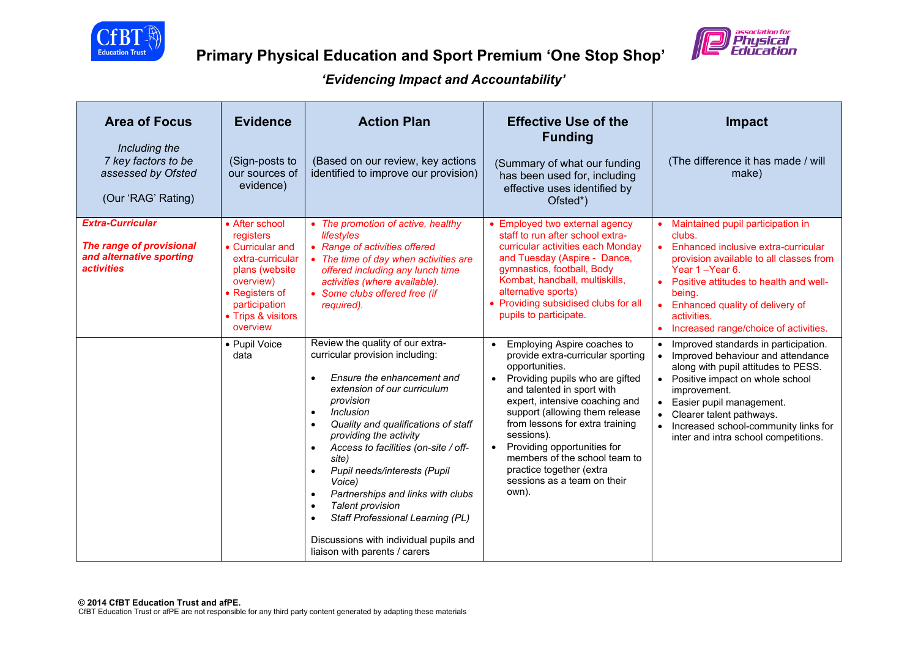# Primary Physical Education and Sport Premium 'One Stop Shop'

***'Evidencing Impact and Accountability'***

| **Area of Focus**<br><br>*Including the 7 key factors to be assessed by Ofsted*<br><br>(Our 'RAG' Rating) | **Evidence**<br><br>(Sign-posts to our sources of evidence) | **Action Plan**<br><br>(Based on our review, key actions identified to improve our provision) | **Effective Use of the Funding**<br><br>(Summary of what our funding has been used for, including effective uses identified by Ofsted*) | **Impact**<br><br>(The difference it has made / will make) |
|---|---|---|---|---|
| ***Extra-Curricular***<br><br>***The range of provisional and alternative sporting activities*** | • After school registers<br>• Curricular and extra-curricular plans (website overview)<br>• Registers of participation<br>• Trips & visitors overview | • *The promotion of active, healthy lifestyles*<br>• *Range of activities offered*<br>• *The time of day when activities are offered including any lunch time activities (where available).*<br>• *Some clubs offered free (if required).* | • Employed two external agency staff to run after school extra-curricular activities each Monday and Tuesday (Aspire - Dance, gymnastics, football, Body Kombat, handball, multiskills, alternative sports)<br>• Providing subsidised clubs for all pupils to participate. | • Maintained pupil participation in clubs.<br>• Enhanced inclusive extra-curricular provision available to all classes from Year 1 –Year 6.<br>• Positive attitudes to health and well-being.<br>• Enhanced quality of delivery of activities.<br>• Increased range/choice of activities. |
| | • Pupil Voice data | Review the quality of our extra-curricular provision including:<br><br>• *Ensure the enhancement and extension of our curriculum provision*<br>• *Inclusion*<br>• *Quality and qualifications of staff providing the activity*<br>• *Access to facilities (on-site / off-site)*<br>• *Pupil needs/interests (Pupil Voice)*<br>• *Partnerships and links with clubs*<br>• *Talent provision*<br>• *Staff Professional Learning (PL)*<br><br>Discussions with individual pupils and liaison with parents / carers | • Employing Aspire coaches to provide extra-curricular sporting opportunities.<br>• Providing pupils who are gifted and talented in sport with expert, intensive coaching and support (allowing them release from lessons for extra training sessions).<br>• Providing opportunities for members of the school team to practice together (extra sessions as a team on their own). | • Improved standards in participation.<br>• Improved behaviour and attendance along with pupil attitudes to PESS.<br>• Positive impact on whole school improvement.<br>• Easier pupil management.<br>• Clearer talent pathways.<br>• Increased school-community links for inter and intra school competitions. |

**© 2014 CfBT Education Trust and afPE.**
CfBT Education Trust or afPE are not responsible for any third party content generated by adapting these materials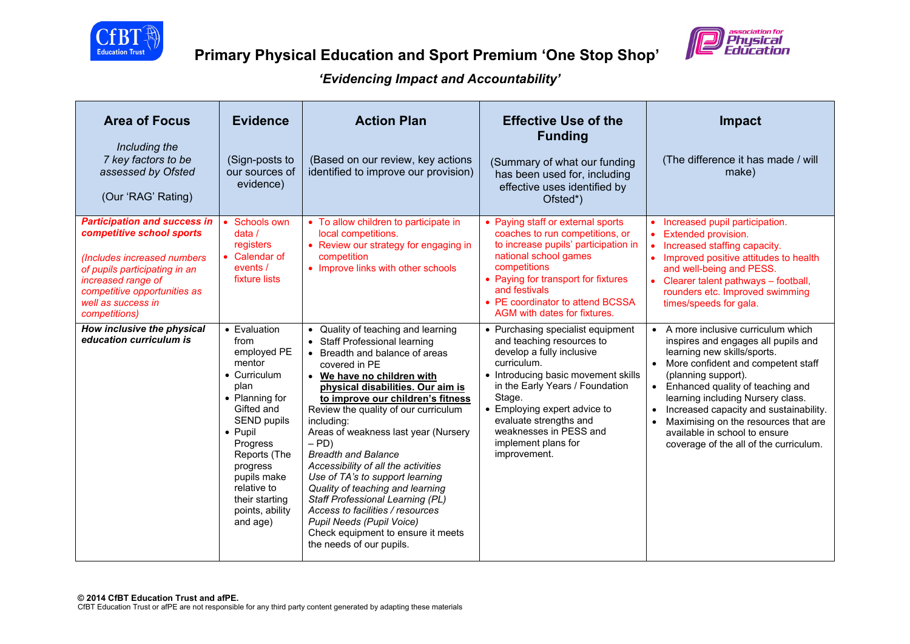# Primary Physical Education and Sport Premium 'One Stop Shop'

## *'Evidencing Impact and Accountability'*

| **Area of Focus**<br><br>*Including the 7 key factors to be assessed by Ofsted*<br><br>(Our 'RAG' Rating) | **Evidence**<br><br>(Sign-posts to our sources of evidence) | **Action Plan**<br><br>(Based on our review, key actions identified to improve our provision) | **Effective Use of the Funding**<br><br>(Summary of what our funding has been used for, including effective uses identified by Ofsted*) | **Impact**<br><br>(The difference it has made / will make) |
|---|---|---|---|---|
| ***Participation and success in competitive school sports***<br><br>*(Includes increased numbers of pupils participating in an increased range of competitive opportunities as well as success in competitions)* | • Schools own data / registers<br>• Calendar of events / fixture lists | • To allow children to participate in local competitions.<br>• Review our strategy for engaging in competition<br>• Improve links with other schools | • Paying staff or external sports coaches to run competitions, or to increase pupils' participation in national school games competitions<br>• Paying for transport for fixtures and festivals<br>• PE coordinator to attend BCSSA AGM with dates for fixtures. | • Increased pupil participation.<br>• Extended provision.<br>• Increased staffing capacity.<br>• Improved positive attitudes to health and well-being and PESS.<br>• Clearer talent pathways – football, rounders etc. Improved swimming times/speeds for gala. |
| ***How inclusive the physical education curriculum is*** | • Evaluation from employed PE mentor<br>• Curriculum plan<br>• Planning for Gifted and SEND pupils<br>• Pupil Progress Reports (The progress pupils make relative to their starting points, ability and age) | • Quality of teaching and learning<br>• Staff Professional learning<br>• Breadth and balance of areas covered in PE<br>• **<u>We have no children with physical disabilities. Our aim is to improve our children's fitness</u>**<br>Review the quality of our curriculum including:<br>Areas of weakness last year (Nursery – PD)<br>*Breadth and Balance*<br>*Accessibility of all the activities*<br>*Use of TA's to support learning*<br>*Quality of teaching and learning*<br>*Staff Professional Learning (PL)*<br>*Access to facilities / resources*<br>*Pupil Needs (Pupil Voice)*<br>Check equipment to ensure it meets the needs of our pupils. | • Purchasing specialist equipment and teaching resources to develop a fully inclusive curriculum.<br>• Introducing basic movement skills in the Early Years / Foundation Stage.<br>• Employing expert advice to evaluate strengths and weaknesses in PESS and implement plans for improvement. | • A more inclusive curriculum which inspires and engages all pupils and learning new skills/sports.<br>• More confident and competent staff (planning support).<br>• Enhanced quality of teaching and learning including Nursery class.<br>• Increased capacity and sustainability.<br>• Maximising on the resources that are available in school to ensure coverage of the all of the curriculum. |

**© 2014 CfBT Education Trust and afPE.**
CfBT Education Trust or afPE are not responsible for any third party content generated by adapting these materials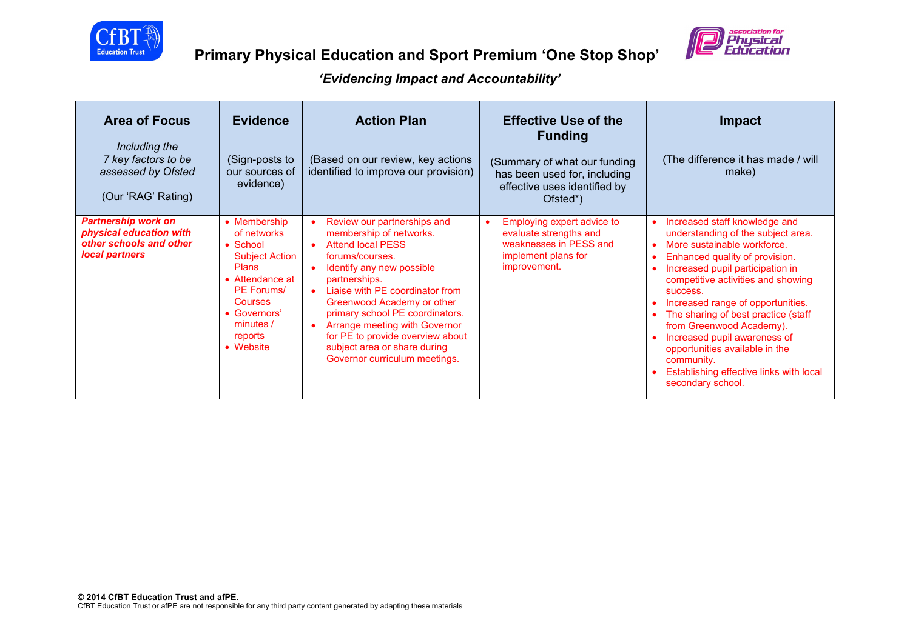# Primary Physical Education and Sport Premium 'One Stop Shop'

***'Evidencing Impact and Accountability'***

| Area of Focus<br><br>*Including the 7 key factors to be assessed by Ofsted*<br><br>(Our 'RAG' Rating) | Evidence<br><br>(Sign-posts to our sources of evidence) | Action Plan<br><br>(Based on our review, key actions identified to improve our provision) | Effective Use of the Funding<br><br>(Summary of what our funding has been used for, including effective uses identified by Ofsted*) | Impact<br><br>(The difference it has made / will make) |
|---|---|---|---|---|
| ***Partnership work on physical education with other schools and other local partners*** | • Membership of networks<br>• School Subject Action Plans<br>• Attendance at PE Forums/ Courses<br>• Governors' minutes / reports<br>• Website | • Review our partnerships and membership of networks.<br>• Attend local PESS forums/courses.<br>• Identify any new possible partnerships.<br>• Liaise with PE coordinator from Greenwood Academy or other primary school PE coordinators.<br>• Arrange meeting with Governor for PE to provide overview about subject area or share during Governor curriculum meetings. | • Employing expert advice to evaluate strengths and weaknesses in PESS and implement plans for improvement. | • Increased staff knowledge and understanding of the subject area.<br>• More sustainable workforce.<br>• Enhanced quality of provision.<br>• Increased pupil participation in competitive activities and showing success.<br>• Increased range of opportunities.<br>• The sharing of best practice (staff from Greenwood Academy).<br>• Increased pupil awareness of opportunities available in the community.<br>• Establishing effective links with local secondary school. |

**© 2014 CfBT Education Trust and afPE.**
CfBT Education Trust or afPE are not responsible for any third party content generated by adapting these materials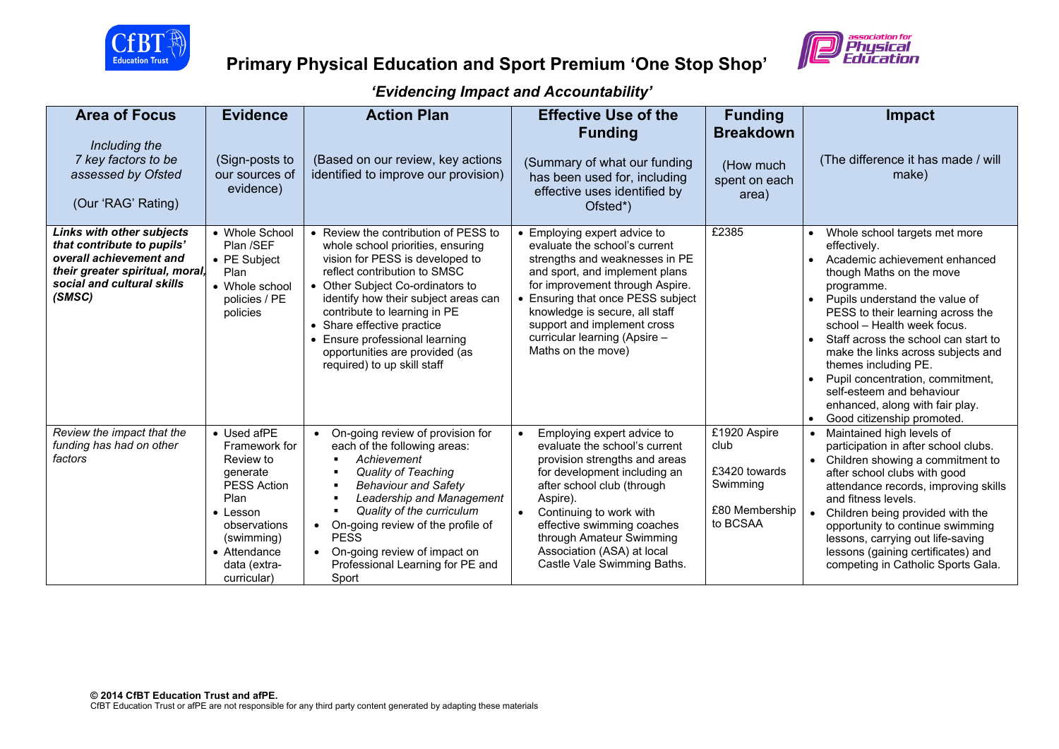# Primary Physical Education and Sport Premium 'One Stop Shop'

## *'Evidencing Impact and Accountability'*

| **Area of Focus**<br><br>*Including the 7 key factors to be assessed by Ofsted*<br><br>(Our 'RAG' Rating) | **Evidence**<br><br>(Sign-posts to our sources of evidence) | **Action Plan**<br><br>(Based on our review, key actions identified to improve our provision) | **Effective Use of the Funding**<br><br>(Summary of what our funding has been used for, including effective uses identified by Ofsted*) | **Funding Breakdown**<br><br>(How much spent on each area) | **Impact**<br><br>(The difference it has made / will make) |
|---|---|---|---|---|---|
| ***Links with other subjects that contribute to pupils' overall achievement and their greater spiritual, moral, social and cultural skills (SMSC)*** | • Whole School Plan /SEF<br>• PE Subject Plan<br>• Whole school policies / PE policies | • Review the contribution of PESS to whole school priorities, ensuring vision for PESS is developed to reflect contribution to SMSC<br>• Other Subject Co-ordinators to identify how their subject areas can contribute to learning in PE<br>• Share effective practice<br>• Ensure professional learning opportunities are provided (as required) to up skill staff | • Employing expert advice to evaluate the school's current strengths and weaknesses in PE and sport, and implement plans for improvement through Aspire.<br>• Ensuring that once PESS subject knowledge is secure, all staff support and implement cross curricular learning (Apsire – Maths on the move) | £2385 | • Whole school targets met more effectively.<br>• Academic achievement enhanced though Maths on the move programme.<br>• Pupils understand the value of PESS to their learning across the school – Health week focus.<br>• Staff across the school can start to make the links across subjects and themes including PE.<br>• Pupil concentration, commitment, self-esteem and behaviour enhanced, along with fair play.<br>• Good citizenship promoted. |
| *Review the impact that the funding has had on other factors* | • Used afPE Framework for Review to generate PESS Action Plan<br>• Lesson observations (swimming)<br>• Attendance data (extra-curricular) | • On-going review of provision for each of the following areas:<br>&nbsp;&nbsp;▪ *Achievement*<br>&nbsp;&nbsp;▪ *Quality of Teaching*<br>&nbsp;&nbsp;▪ *Behaviour and Safety*<br>&nbsp;&nbsp;▪ *Leadership and Management*<br>&nbsp;&nbsp;▪ *Quality of the curriculum*<br>• On-going review of the profile of PESS<br>• On-going review of impact on Professional Learning for PE and Sport | • Employing expert advice to evaluate the school's current provision strengths and areas for development including an after school club (through Aspire).<br>• Continuing to work with effective swimming coaches through Amateur Swimming Association (ASA) at local Castle Vale Swimming Baths. | £1920 Aspire club<br><br>£3420 towards Swimming<br><br>£80 Membership to BCSAA | • Maintained high levels of participation in after school clubs.<br>• Children showing a commitment to after school clubs with good attendance records, improving skills and fitness levels.<br>• Children being provided with the opportunity to continue swimming lessons, carrying out life-saving lessons (gaining certificates) and competing in Catholic Sports Gala. |

**© 2014 CfBT Education Trust and afPE.**
CfBT Education Trust or afPE are not responsible for any third party content generated by adapting these materials